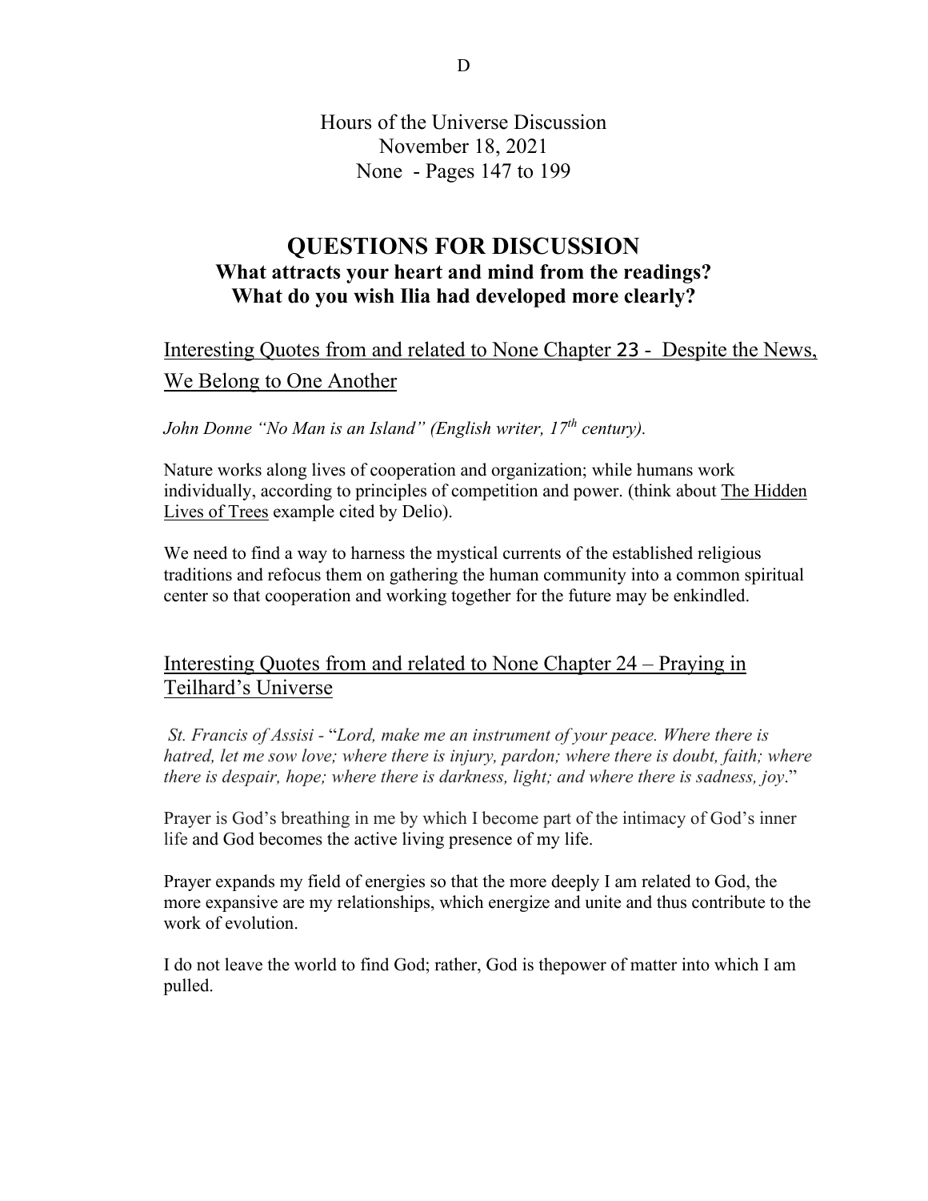D

Hours of the Universe Discussion
November 18, 2021
None - Pages 147 to 199

# QUESTIONS FOR DISCUSSION

**What attracts your heart and mind from the readings?**
**What do you wish Ilia had developed more clearly?**

## Interesting Quotes from and related to None Chapter 23 - Despite the News, We Belong to One Another

*John Donne "No Man is an Island" (English writer, 17th century).*

Nature works along lives of cooperation and organization; while humans work individually, according to principles of competition and power. (think about The Hidden Lives of Trees example cited by Delio).

We need to find a way to harness the mystical currents of the established religious traditions and refocus them on gathering the human community into a common spiritual center so that cooperation and working together for the future may be enkindled.

## Interesting Quotes from and related to None Chapter 24 – Praying in Teilhard's Universe

*St. Francis of Assisi* - "*Lord, make me an instrument of your peace. Where there is hatred, let me sow love; where there is injury, pardon; where there is doubt, faith; where there is despair, hope; where there is darkness, light; and where there is sadness, joy*."

Prayer is God's breathing in me by which I become part of the intimacy of God's inner life and God becomes the active living presence of my life.

Prayer expands my field of energies so that the more deeply I am related to God, the more expansive are my relationships, which energize and unite and thus contribute to the work of evolution.

I do not leave the world to find God; rather, God is thepower of matter into which I am pulled.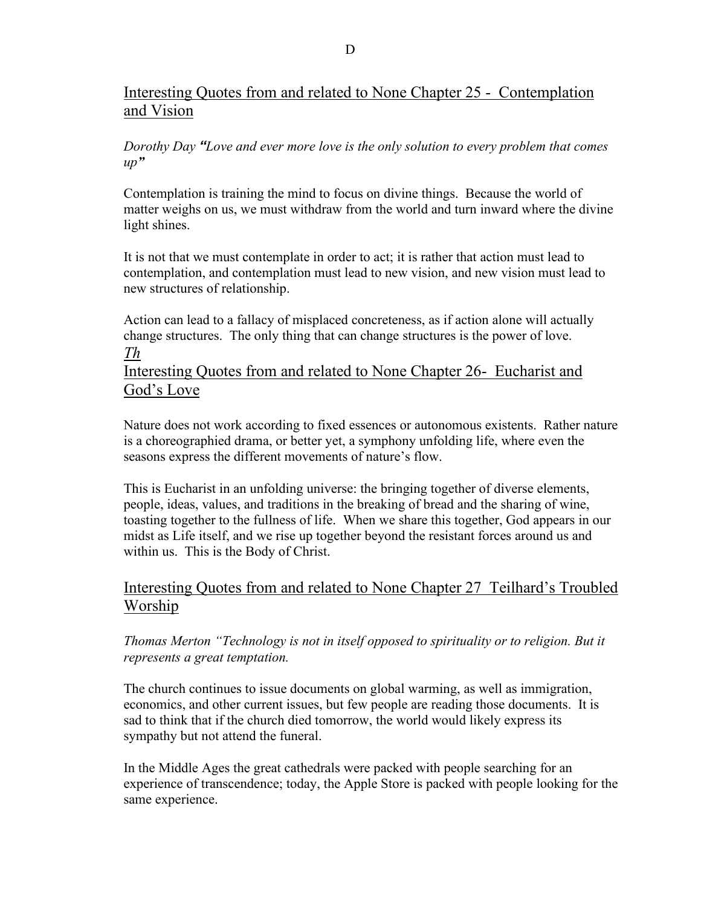D

## Interesting Quotes from and related to None Chapter 25 - Contemplation and Vision

*Dorothy Day "Love and ever more love is the only solution to every problem that comes up"*

Contemplation is training the mind to focus on divine things. Because the world of matter weighs on us, we must withdraw from the world and turn inward where the divine light shines.

It is not that we must contemplate in order to act; it is rather that action must lead to contemplation, and contemplation must lead to new vision, and new vision must lead to new structures of relationship.

Action can lead to a fallacy of misplaced concreteness, as if action alone will actually change structures. The only thing that can change structures is the power of love.

*Th*

## Interesting Quotes from and related to None Chapter 26- Eucharist and God's Love

Nature does not work according to fixed essences or autonomous existents. Rather nature is a choreographied drama, or better yet, a symphony unfolding life, where even the seasons express the different movements of nature's flow.

This is Eucharist in an unfolding universe: the bringing together of diverse elements, people, ideas, values, and traditions in the breaking of bread and the sharing of wine, toasting together to the fullness of life. When we share this together, God appears in our midst as Life itself, and we rise up together beyond the resistant forces around us and within us. This is the Body of Christ.

## Interesting Quotes from and related to None Chapter 27 Teilhard's Troubled Worship

*Thomas Merton "Technology is not in itself opposed to spirituality or to religion. But it represents a great temptation.*

The church continues to issue documents on global warming, as well as immigration, economics, and other current issues, but few people are reading those documents. It is sad to think that if the church died tomorrow, the world would likely express its sympathy but not attend the funeral.

In the Middle Ages the great cathedrals were packed with people searching for an experience of transcendence; today, the Apple Store is packed with people looking for the same experience.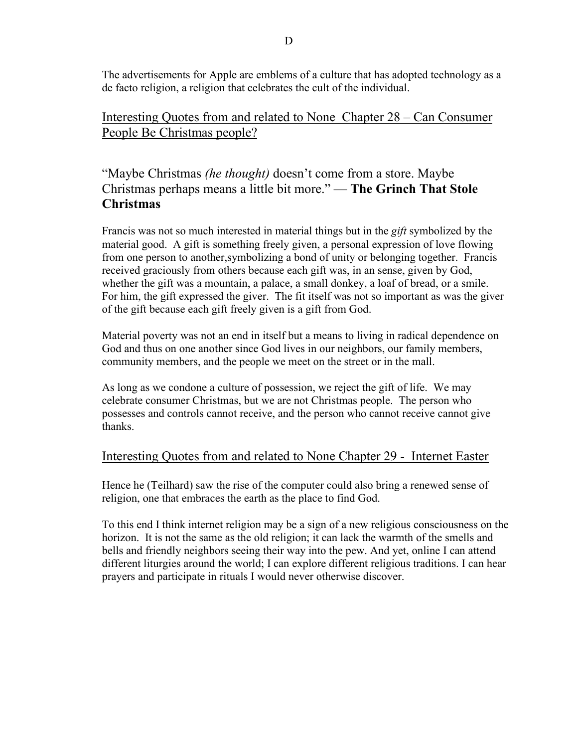D

The advertisements for Apple are emblems of a culture that has adopted technology as a de facto religion, a religion that celebrates the cult of the individual.

## Interesting Quotes from and related to None Chapter 28 – Can Consumer People Be Christmas people?

### "Maybe Christmas *(he thought)* doesn't come from a store. Maybe Christmas perhaps means a little bit more." — **The Grinch That Stole Christmas**

Francis was not so much interested in material things but in the *gift* symbolized by the material good. A gift is something freely given, a personal expression of love flowing from one person to another,symbolizing a bond of unity or belonging together. Francis received graciously from others because each gift was, in an sense, given by God, whether the gift was a mountain, a palace, a small donkey, a loaf of bread, or a smile. For him, the gift expressed the giver. The fit itself was not so important as was the giver of the gift because each gift freely given is a gift from God.

Material poverty was not an end in itself but a means to living in radical dependence on God and thus on one another since God lives in our neighbors, our family members, community members, and the people we meet on the street or in the mall.

As long as we condone a culture of possession, we reject the gift of life. We may celebrate consumer Christmas, but we are not Christmas people. The person who possesses and controls cannot receive, and the person who cannot receive cannot give thanks.

## Interesting Quotes from and related to None Chapter 29 - Internet Easter

Hence he (Teilhard) saw the rise of the computer could also bring a renewed sense of religion, one that embraces the earth as the place to find God.

To this end I think internet religion may be a sign of a new religious consciousness on the horizon. It is not the same as the old religion; it can lack the warmth of the smells and bells and friendly neighbors seeing their way into the pew. And yet, online I can attend different liturgies around the world; I can explore different religious traditions. I can hear prayers and participate in rituals I would never otherwise discover.